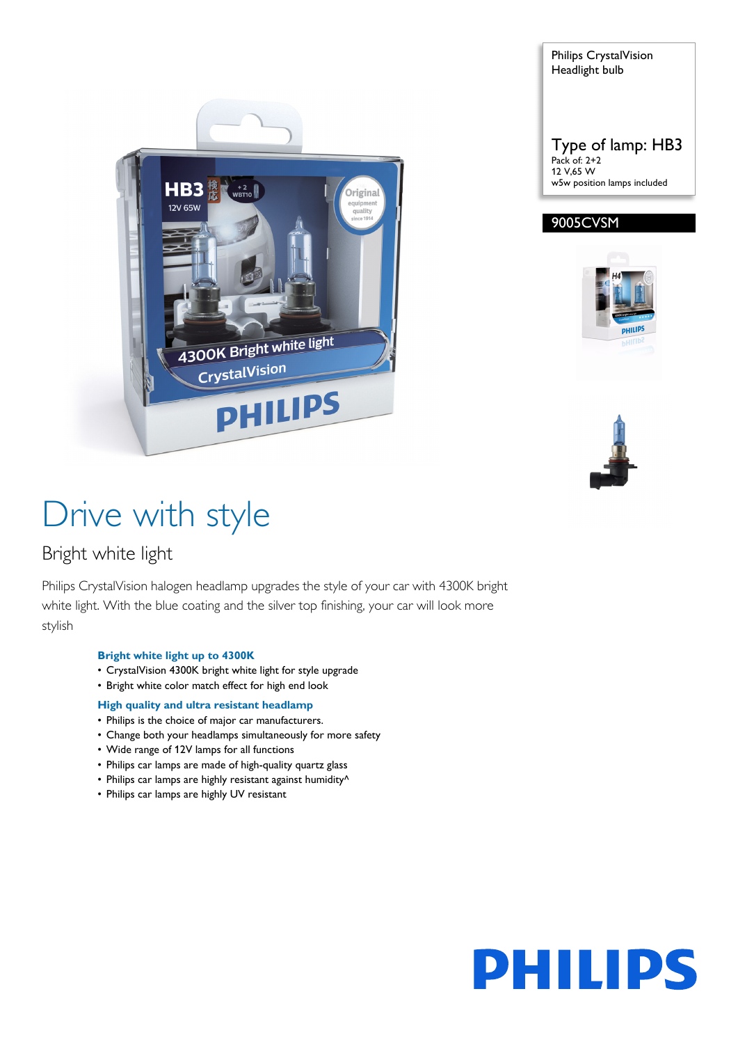Philips CrystalVision Headlight bulb

Type of lamp: HB3

Pack of: 2+2

12 V,65 W

w5w position lamps included

**9005CVSM**

# Drive with style

## Bright white light

Philips CrystalVision halogen headlamp upgrades the style of your car with 4300K bright white light. With the blue coating and the silver top finishing, your car will look more stylish

### Bright white light up to 4300K

- CrystalVision 4300K bright white light for style upgrade
- Bright white color match effect for high end look

### High quality and ultra resistant headlamp

- Philips is the choice of major car manufacturers.
- Change both your headlamps simultaneously for more safety
- Wide range of 12V lamps for all functions
- Philips car lamps are made of high-quality quartz glass
- Philips car lamps are highly resistant against humidity^
- Philips car lamps are highly UV resistant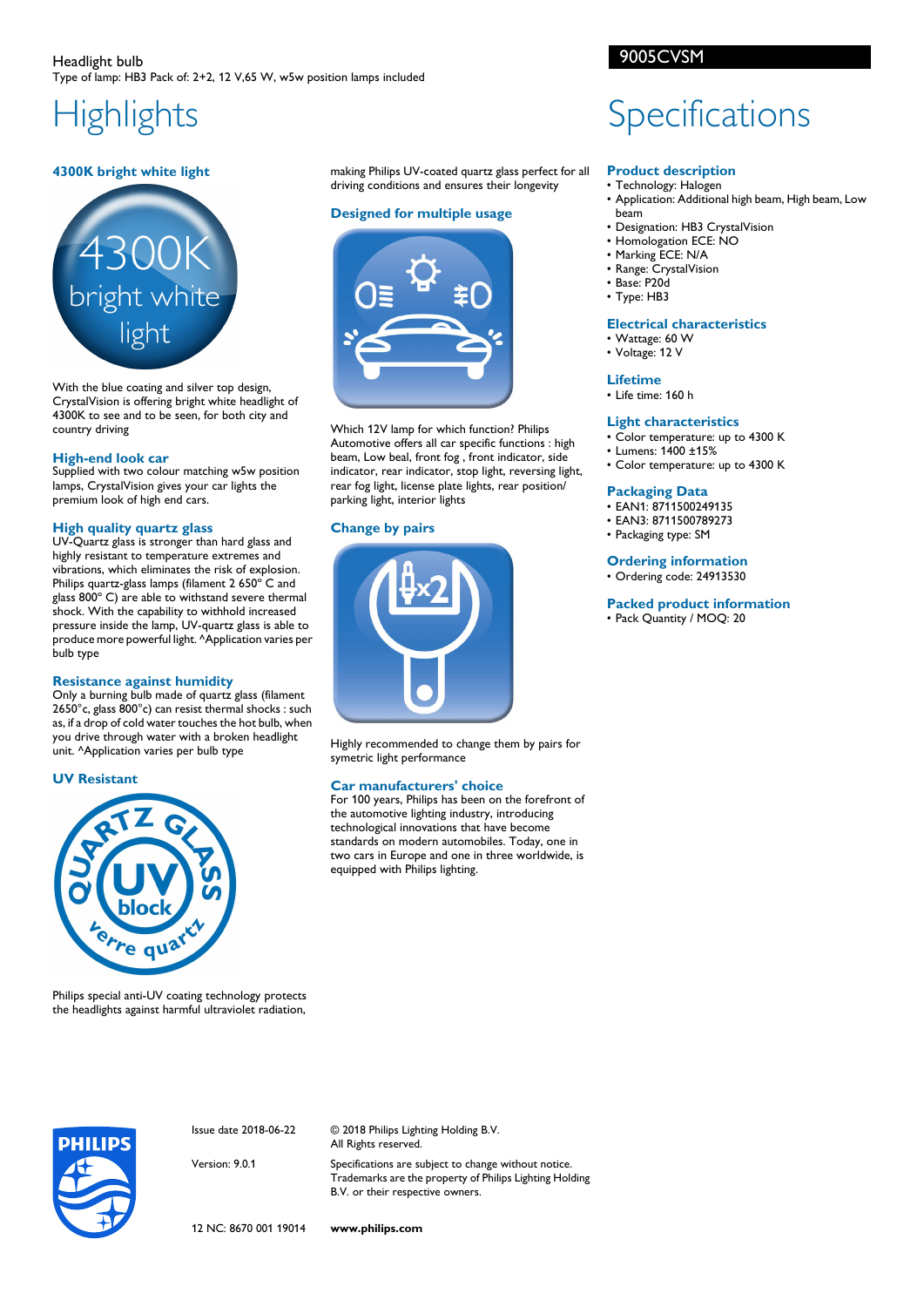Headlight bulb

Type of lamp: HB3 Pack of: 2+2, 12 V,65 W, w5w position lamps included

9005CVSM

# Highlights

### 4300K bright white light

With the blue coating and silver top design, CrystalVision is offering bright white headlight of 4300K to see and to be seen, for both city and country driving

### High-end look car

Supplied with two colour matching w5w position lamps, CrystalVision gives your car lights the premium look of high end cars.

### High quality quartz glass

UV-Quartz glass is stronger than hard glass and highly resistant to temperature extremes and vibrations, which eliminates the risk of explosion. Philips quartz-glass lamps (filament 2 650° C and glass 800° C) are able to withstand severe thermal shock. With the capability to withhold increased pressure inside the lamp, UV-quartz glass is able to produce more powerful light. ^Application varies per bulb type

### Resistance against humidity

Only a burning bulb made of quartz glass (filament 2650°c, glass 800°c) can resist thermal shocks : such as, if a drop of cold water touches the hot bulb, when you drive through water with a broken headlight unit. ^Application varies per bulb type

### UV Resistant

Philips special anti-UV coating technology protects the headlights against harmful ultraviolet radiation, making Philips UV-coated quartz glass perfect for all driving conditions and ensures their longevity

### Designed for multiple usage

Which 12V lamp for which function? Philips Automotive offers all car specific functions : high beam, Low beal, front fog , front indicator, side indicator, rear indicator, stop light, reversing light, rear fog light, license plate lights, rear position/ parking light, interior lights

### Change by pairs

Highly recommended to change them by pairs for symetric light performance

### Car manufacturers' choice

For 100 years, Philips has been on the forefront of the automotive lighting industry, introducing technological innovations that have become standards on modern automobiles. Today, one in two cars in Europe and one in three worldwide, is equipped with Philips lighting.

# Specifications

### Product description
- Technology: Halogen
- Application: Additional high beam, High beam, Low beam
- Designation: HB3 CrystalVision
- Homologation ECE: NO
- Marking ECE: N/A
- Range: CrystalVision
- Base: P20d
- Type: HB3

### Electrical characteristics
- Wattage: 60 W
- Voltage: 12 V

### Lifetime
- Life time: 160 h

### Light characteristics
- Color temperature: up to 4300 K
- Lumens: 1400 ±15%
- Color temperature: up to 4300 K

### Packaging Data
- EAN1: 8711500249135
- EAN3: 8711500789273
- Packaging type: SM

### Ordering information
- Ordering code: 24913530

### Packed product information
- Pack Quantity / MOQ: 20

Issue date 2018-06-22

Version: 9.0.1

12 NC: 8670 001 19014

© 2018 Philips Lighting Holding B.V.
All Rights reserved.

Specifications are subject to change without notice. Trademarks are the property of Philips Lighting Holding B.V. or their respective owners.

**www.philips.com**